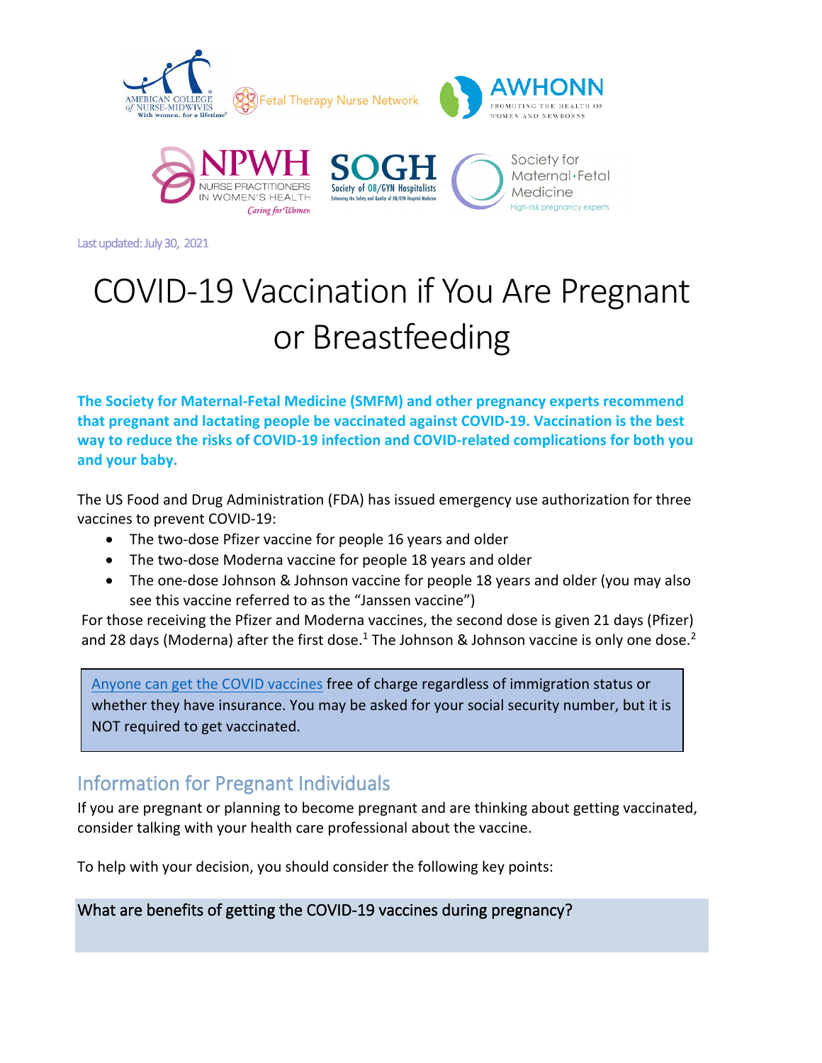Last updated: July 30, 2021

# COVID-19 Vaccination if You Are Pregnant or Breastfeeding

**The Society for Maternal-Fetal Medicine (SMFM) and other pregnancy experts recommend that pregnant and lactating people be vaccinated against COVID-19. Vaccination is the best way to reduce the risks of COVID-19 infection and COVID-related complications for both you and your baby.**

The US Food and Drug Administration (FDA) has issued emergency use authorization for three vaccines to prevent COVID-19:

- The two-dose Pfizer vaccine for people 16 years and older
- The two-dose Moderna vaccine for people 18 years and older
- The one-dose Johnson & Johnson vaccine for people 18 years and older (you may also see this vaccine referred to as the "Janssen vaccine")

For those receiving the Pfizer and Moderna vaccines, the second dose is given 21 days (Pfizer) and 28 days (Moderna) after the first dose.[1] The Johnson & Johnson vaccine is only one dose.[2]

> Anyone can get the COVID vaccines free of charge regardless of immigration status or whether they have insurance. You may be asked for your social security number, but it is NOT required to get vaccinated.

## Information for Pregnant Individuals

If you are pregnant or planning to become pregnant and are thinking about getting vaccinated, consider talking with your health care professional about the vaccine.

To help with your decision, you should consider the following key points:

### What are benefits of getting the COVID-19 vaccines during pregnancy?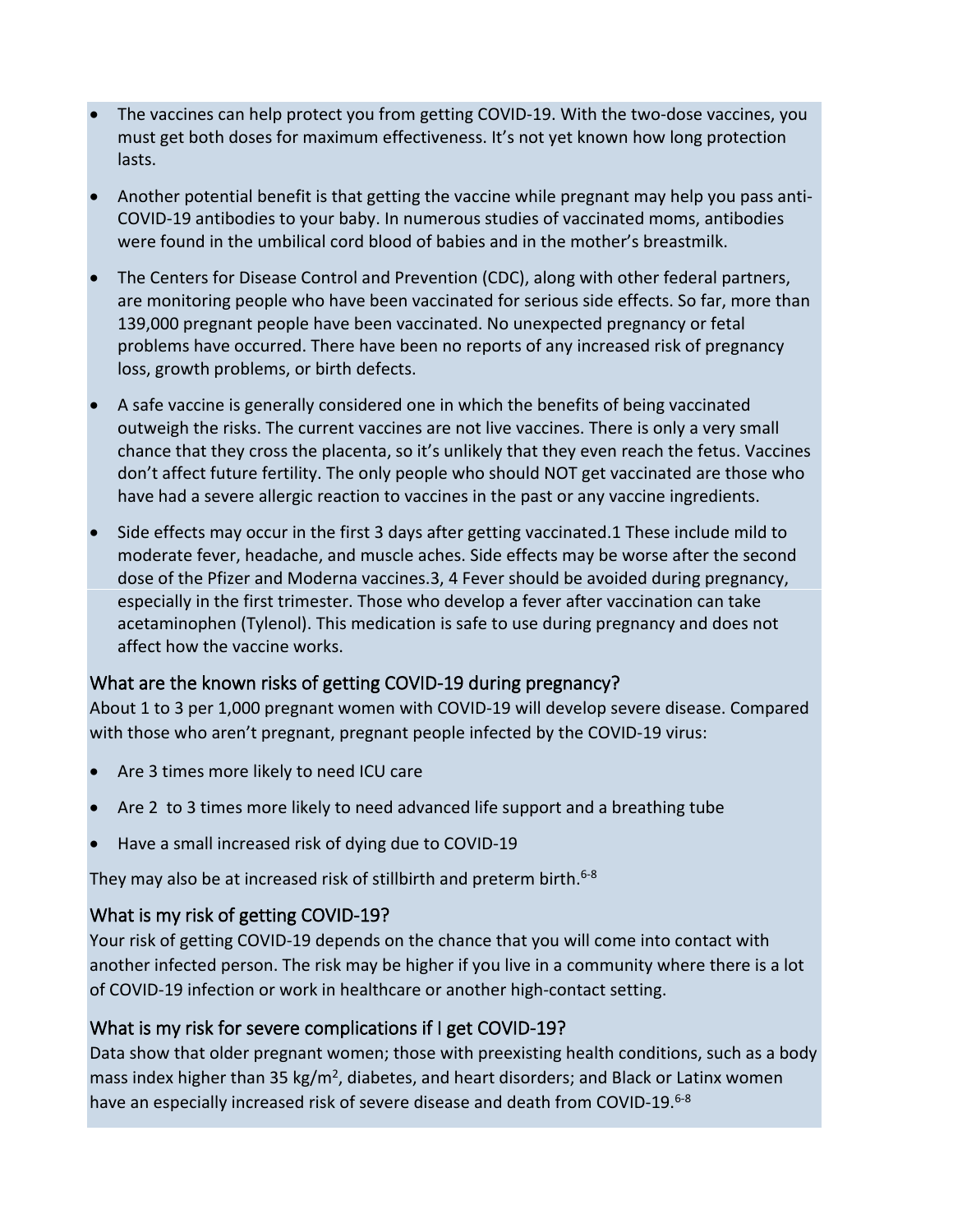- The vaccines can help protect you from getting COVID-19. With the two-dose vaccines, you must get both doses for maximum effectiveness. It's not yet known how long protection lasts.
- Another potential benefit is that getting the vaccine while pregnant may help you pass anti-COVID-19 antibodies to your baby. In numerous studies of vaccinated moms, antibodies were found in the umbilical cord blood of babies and in the mother's breastmilk.
- The Centers for Disease Control and Prevention (CDC), along with other federal partners, are monitoring people who have been vaccinated for serious side effects. So far, more than 139,000 pregnant people have been vaccinated. No unexpected pregnancy or fetal problems have occurred. There have been no reports of any increased risk of pregnancy loss, growth problems, or birth defects.
- A safe vaccine is generally considered one in which the benefits of being vaccinated outweigh the risks. The current vaccines are not live vaccines. There is only a very small chance that they cross the placenta, so it's unlikely that they even reach the fetus. Vaccines don't affect future fertility. The only people who should NOT get vaccinated are those who have had a severe allergic reaction to vaccines in the past or any vaccine ingredients.
- Side effects may occur in the first 3 days after getting vaccinated.1 These include mild to moderate fever, headache, and muscle aches. Side effects may be worse after the second dose of the Pfizer and Moderna vaccines.3, 4 Fever should be avoided during pregnancy, especially in the first trimester. Those who develop a fever after vaccination can take acetaminophen (Tylenol). This medication is safe to use during pregnancy and does not affect how the vaccine works.

## What are the known risks of getting COVID-19 during pregnancy?

About 1 to 3 per 1,000 pregnant women with COVID-19 will develop severe disease. Compared with those who aren't pregnant, pregnant people infected by the COVID-19 virus:

- Are 3 times more likely to need ICU care
- Are 2 to 3 times more likely to need advanced life support and a breathing tube
- Have a small increased risk of dying due to COVID-19

They may also be at increased risk of stillbirth and preterm birth.[6-8]

## What is my risk of getting COVID-19?

Your risk of getting COVID-19 depends on the chance that you will come into contact with another infected person. The risk may be higher if you live in a community where there is a lot of COVID-19 infection or work in healthcare or another high-contact setting.

## What is my risk for severe complications if I get COVID-19?

Data show that older pregnant women; those with preexisting health conditions, such as a body mass index higher than 35 kg/m$^2$, diabetes, and heart disorders; and Black or Latinx women have an especially increased risk of severe disease and death from COVID-19.[6-8]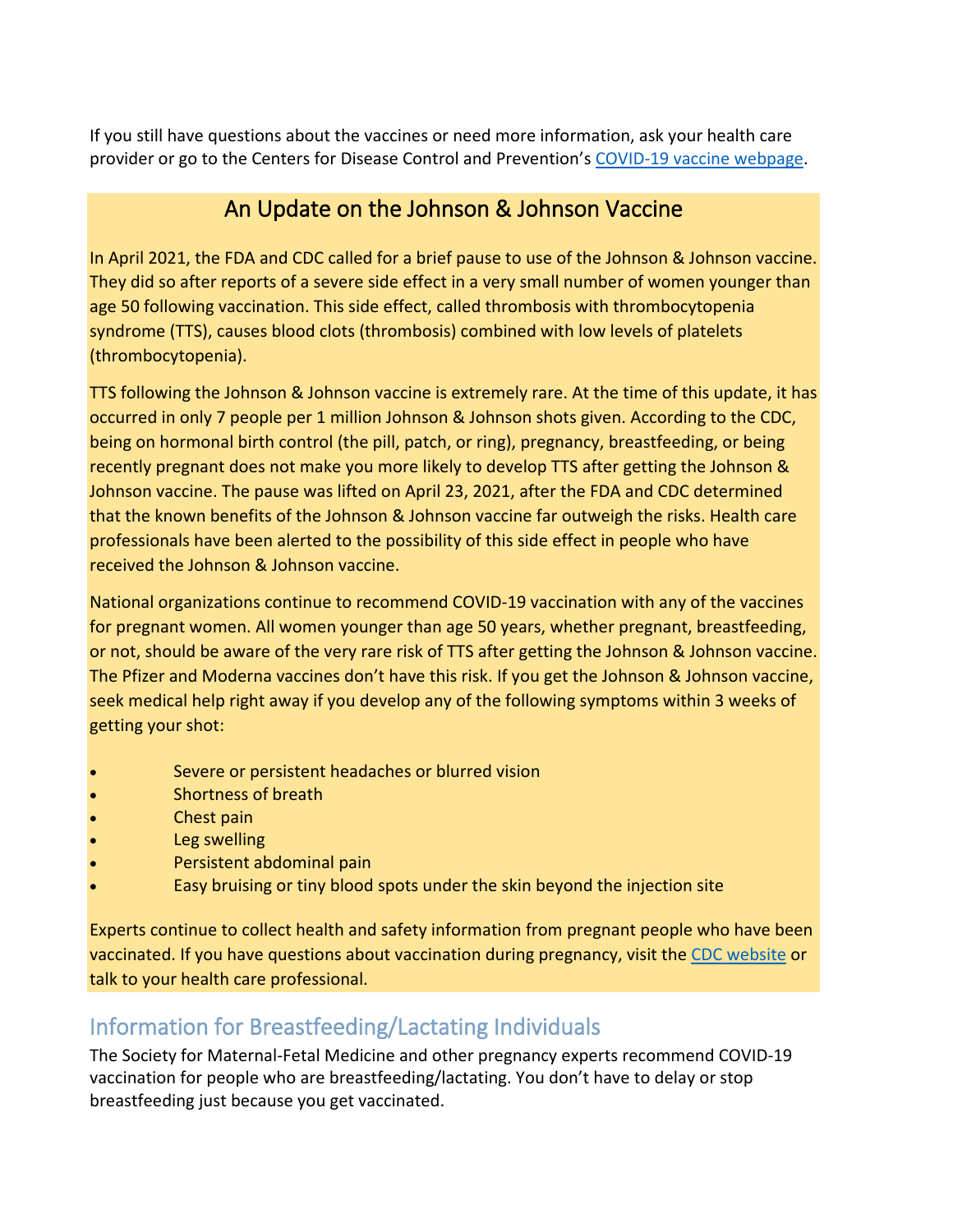If you still have questions about the vaccines or need more information, ask your health care provider or go to the Centers for Disease Control and Prevention's [COVID-19 vaccine webpage](#).

## An Update on the Johnson & Johnson Vaccine

In April 2021, the FDA and CDC called for a brief pause to use of the Johnson & Johnson vaccine. They did so after reports of a severe side effect in a very small number of women younger than age 50 following vaccination. This side effect, called thrombosis with thrombocytopenia syndrome (TTS), causes blood clots (thrombosis) combined with low levels of platelets (thrombocytopenia).

TTS following the Johnson & Johnson vaccine is extremely rare. At the time of this update, it has occurred in only 7 people per 1 million Johnson & Johnson shots given. According to the CDC, being on hormonal birth control (the pill, patch, or ring), pregnancy, breastfeeding, or being recently pregnant does not make you more likely to develop TTS after getting the Johnson & Johnson vaccine. The pause was lifted on April 23, 2021, after the FDA and CDC determined that the known benefits of the Johnson & Johnson vaccine far outweigh the risks. Health care professionals have been alerted to the possibility of this side effect in people who have received the Johnson & Johnson vaccine.

National organizations continue to recommend COVID-19 vaccination with any of the vaccines for pregnant women. All women younger than age 50 years, whether pregnant, breastfeeding, or not, should be aware of the very rare risk of TTS after getting the Johnson & Johnson vaccine. The Pfizer and Moderna vaccines don't have this risk. If you get the Johnson & Johnson vaccine, seek medical help right away if you develop any of the following symptoms within 3 weeks of getting your shot:

- Severe or persistent headaches or blurred vision
- Shortness of breath
- Chest pain
- Leg swelling
- Persistent abdominal pain
- Easy bruising or tiny blood spots under the skin beyond the injection site

Experts continue to collect health and safety information from pregnant people who have been vaccinated. If you have questions about vaccination during pregnancy, visit the [CDC website](#) or talk to your health care professional.

## Information for Breastfeeding/Lactating Individuals

The Society for Maternal-Fetal Medicine and other pregnancy experts recommend COVID-19 vaccination for people who are breastfeeding/lactating. You don't have to delay or stop breastfeeding just because you get vaccinated.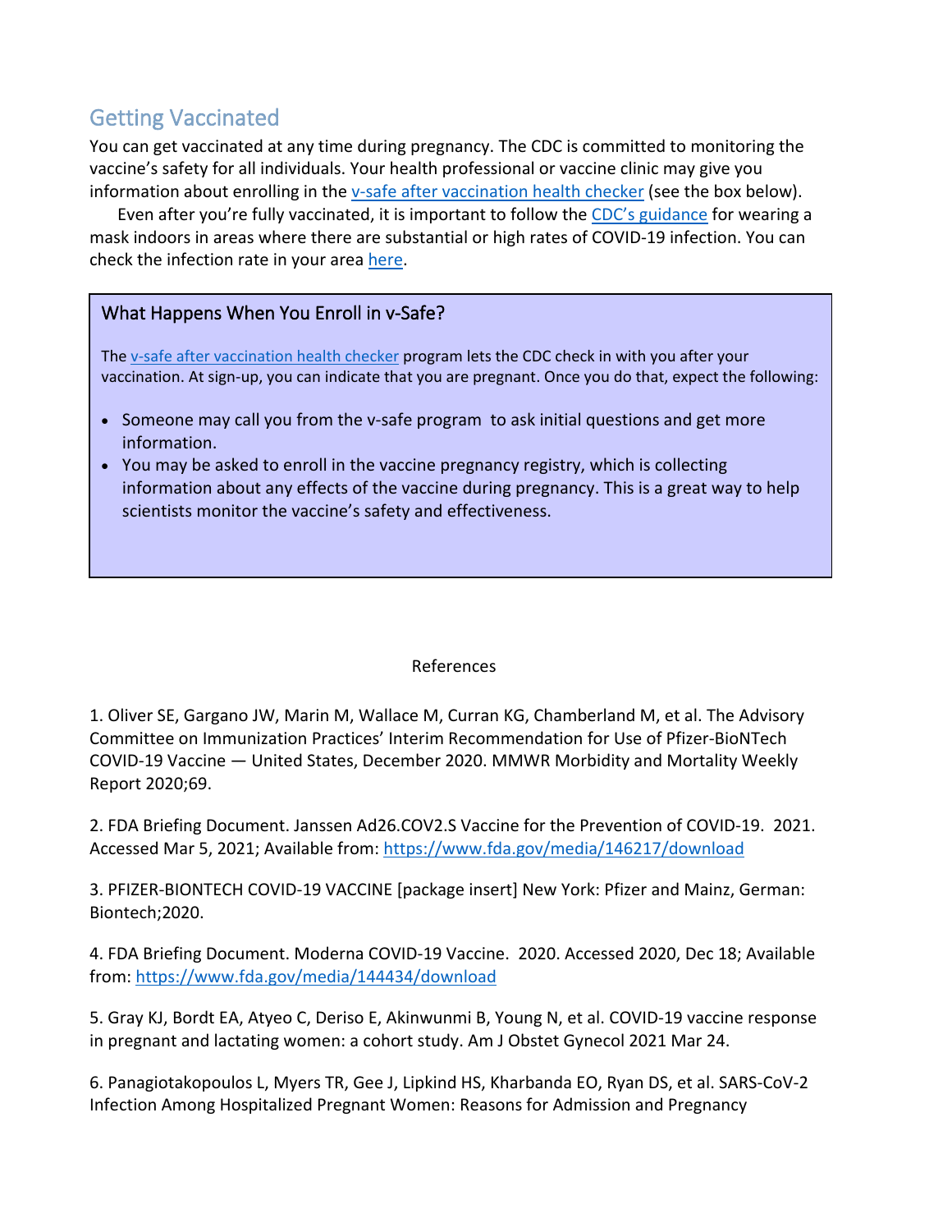## Getting Vaccinated

You can get vaccinated at any time during pregnancy. The CDC is committed to monitoring the vaccine's safety for all individuals. Your health professional or vaccine clinic may give you information about enrolling in the v-safe after vaccination health checker (see the box below).

Even after you're fully vaccinated, it is important to follow the CDC's guidance for wearing a mask indoors in areas where there are substantial or high rates of COVID-19 infection. You can check the infection rate in your area here.

### What Happens When You Enroll in v-Safe?

The v-safe after vaccination health checker program lets the CDC check in with you after your vaccination. At sign-up, you can indicate that you are pregnant. Once you do that, expect the following:

- Someone may call you from the v-safe program to ask initial questions and get more information.
- You may be asked to enroll in the vaccine pregnancy registry, which is collecting information about any effects of the vaccine during pregnancy. This is a great way to help scientists monitor the vaccine's safety and effectiveness.

## References

1. Oliver SE, Gargano JW, Marin M, Wallace M, Curran KG, Chamberland M, et al. The Advisory Committee on Immunization Practices' Interim Recommendation for Use of Pfizer-BioNTech COVID-19 Vaccine — United States, December 2020. MMWR Morbidity and Mortality Weekly Report 2020;69.

2. FDA Briefing Document. Janssen Ad26.COV2.S Vaccine for the Prevention of COVID-19. 2021. Accessed Mar 5, 2021; Available from: https://www.fda.gov/media/146217/download

3. PFIZER-BIONTECH COVID-19 VACCINE [package insert] New York: Pfizer and Mainz, German: Biontech;2020.

4. FDA Briefing Document. Moderna COVID-19 Vaccine. 2020. Accessed 2020, Dec 18; Available from: https://www.fda.gov/media/144434/download

5. Gray KJ, Bordt EA, Atyeo C, Deriso E, Akinwunmi B, Young N, et al. COVID-19 vaccine response in pregnant and lactating women: a cohort study. Am J Obstet Gynecol 2021 Mar 24.

6. Panagiotakopoulos L, Myers TR, Gee J, Lipkind HS, Kharbanda EO, Ryan DS, et al. SARS-CoV-2 Infection Among Hospitalized Pregnant Women: Reasons for Admission and Pregnancy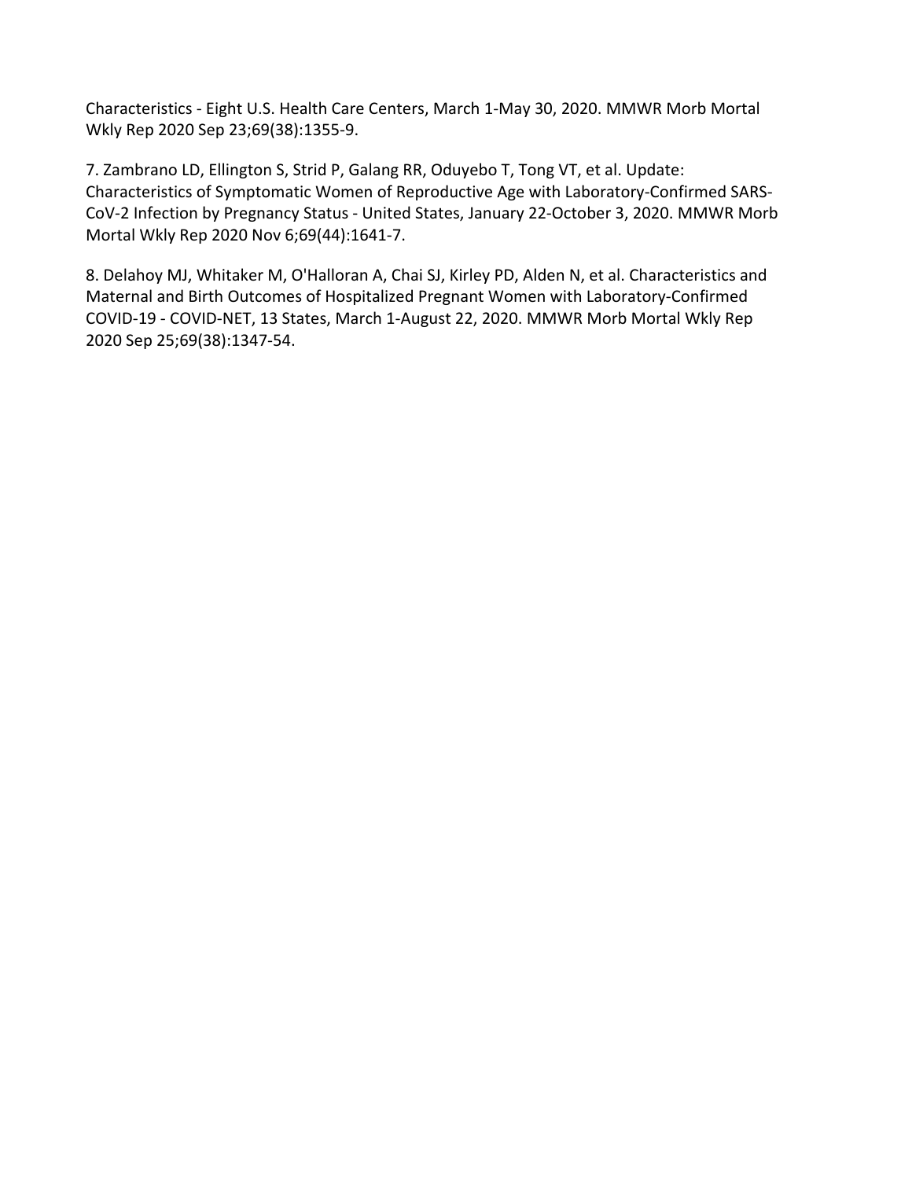Characteristics - Eight U.S. Health Care Centers, March 1-May 30, 2020. MMWR Morb Mortal Wkly Rep 2020 Sep 23;69(38):1355-9.

7. Zambrano LD, Ellington S, Strid P, Galang RR, Oduyebo T, Tong VT, et al. Update: Characteristics of Symptomatic Women of Reproductive Age with Laboratory-Confirmed SARS-CoV-2 Infection by Pregnancy Status - United States, January 22-October 3, 2020. MMWR Morb Mortal Wkly Rep 2020 Nov 6;69(44):1641-7.

8. Delahoy MJ, Whitaker M, O'Halloran A, Chai SJ, Kirley PD, Alden N, et al. Characteristics and Maternal and Birth Outcomes of Hospitalized Pregnant Women with Laboratory-Confirmed COVID-19 - COVID-NET, 13 States, March 1-August 22, 2020. MMWR Morb Mortal Wkly Rep 2020 Sep 25;69(38):1347-54.